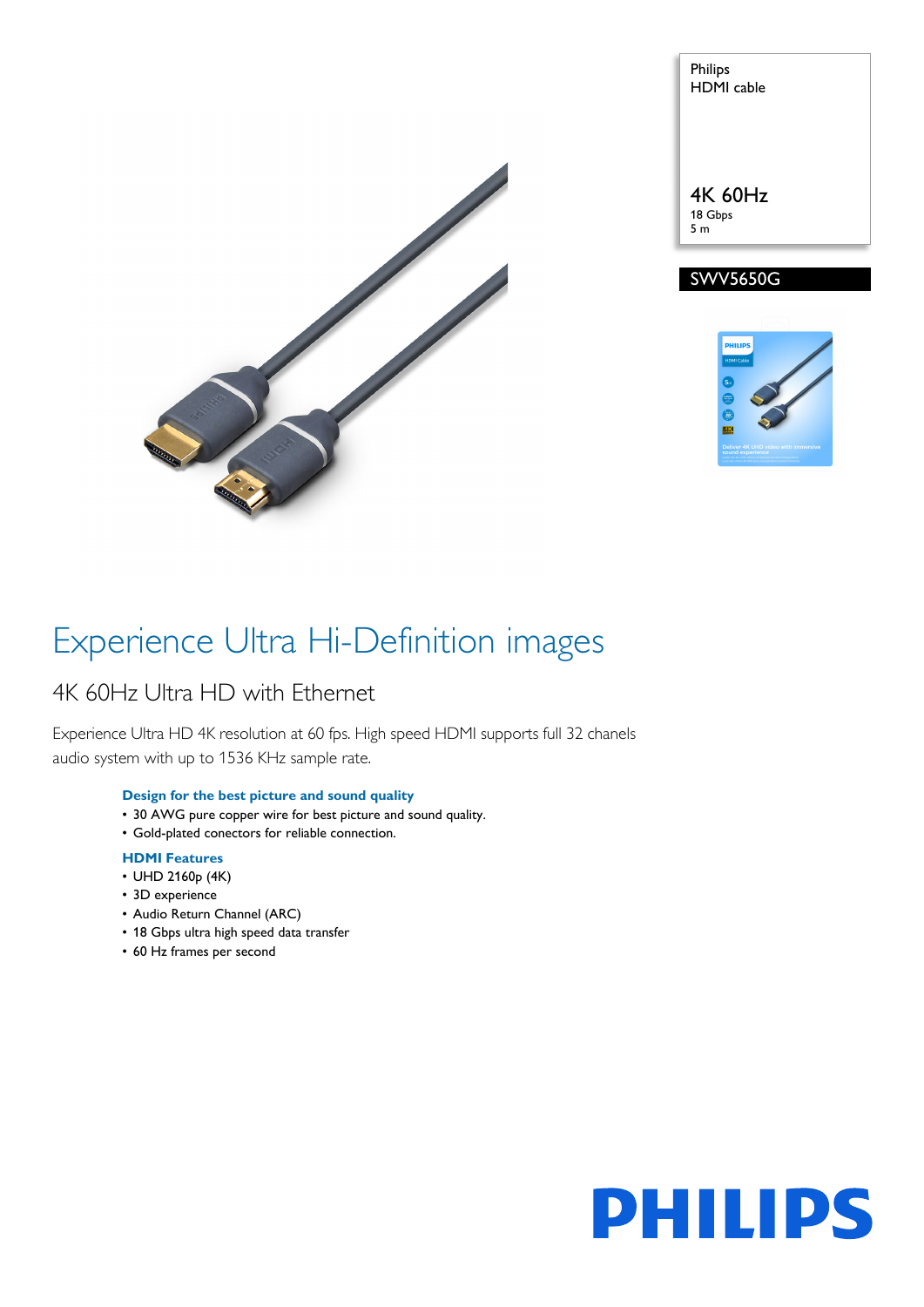Philips
HDMI cable

4K 60Hz
18 Gbps
5 m

SWV5650G

# Experience Ultra Hi-Definition images

## 4K 60Hz Ultra HD with Ethernet

Experience Ultra HD 4K resolution at 60 fps. High speed HDMI supports full 32 chanels audio system with up to 1536 KHz sample rate.

### Design for the best picture and sound quality

- 30 AWG pure copper wire for best picture and sound quality.
- Gold-plated conectors for reliable connection.

### HDMI Features

- UHD 2160p (4K)
- 3D experience
- Audio Return Channel (ARC)
- 18 Gbps ultra high speed data transfer
- 60 Hz frames per second

PHILIPS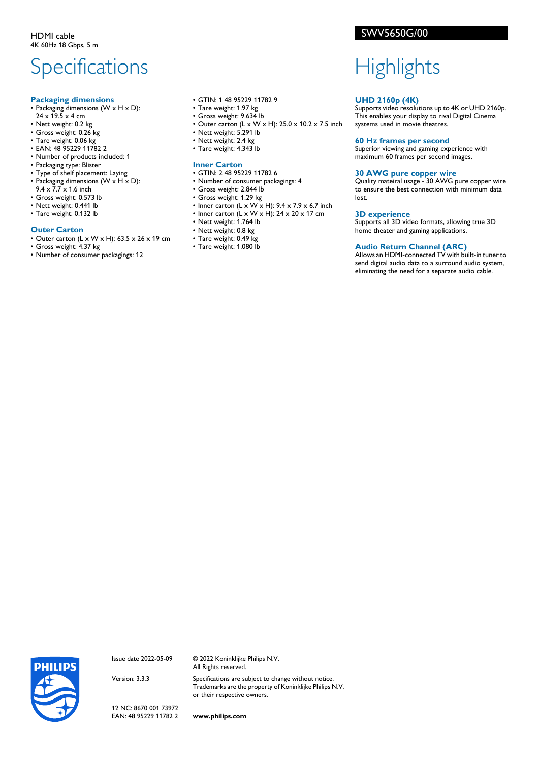HDMI cable
4K 60Hz 18 Gbps, 5 m

SWV5650G/00

# Specifications

### Packaging dimensions

- Packaging dimensions (W x H x D): 24 x 19.5 x 4 cm
- Nett weight: 0.2 kg
- Gross weight: 0.26 kg
- Tare weight: 0.06 kg
- EAN: 48 95229 11782 2
- Number of products included: 1
- Packaging type: Blister
- Type of shelf placement: Laying
- Packaging dimensions (W x H x D): 9.4 x 7.7 x 1.6 inch
- Gross weight: 0.573 lb
- Nett weight: 0.441 lb
- Tare weight: 0.132 lb

### Outer Carton

- Outer carton (L x W x H): 63.5 x 26 x 19 cm
- Gross weight: 4.37 kg
- Number of consumer packagings: 12
- GTIN: 1 48 95229 11782 9
- Tare weight: 1.97 kg
- Gross weight: 9.634 lb
- Outer carton (L x W x H): 25.0 x 10.2 x 7.5 inch
- Nett weight: 5.291 lb
- Nett weight: 2.4 kg
- Tare weight: 4.343 lb

### Inner Carton

- GTIN: 2 48 95229 11782 6
- Number of consumer packagings: 4
- Gross weight: 2.844 lb
- Gross weight: 1.29 kg
- Inner carton (L x W x H): 9.4 x 7.9 x 6.7 inch
- Inner carton (L x W x H): 24 x 20 x 17 cm
- Nett weight: 1.764 lb
- Nett weight: 0.8 kg
- Tare weight: 0.49 kg
- Tare weight: 1.080 lb

# Highlights

### UHD 2160p (4K)

Supports video resolutions up to 4K or UHD 2160p. This enables your display to rival Digital Cinema systems used in movie theatres.

### 60 Hz frames per second

Superior viewing and gaming experience with maximum 60 frames per second images.

### 30 AWG pure copper wire

Quality mateiral usage - 30 AWG pure copper wire to ensure the best connection with minimum data lost.

### 3D experience

Supports all 3D video formats, allowing true 3D home theater and gaming applications.

### Audio Return Channel (ARC)

Allows an HDMI-connected TV with built-in tuner to send digital audio data to a surround audio system, eliminating the need for a separate audio cable.

Issue date 2022-05-09

Version: 3.3.3

12 NC: 8670 001 73972
EAN: 48 95229 11782 2

© 2022 Koninklijke Philips N.V.
All Rights reserved.

Specifications are subject to change without notice. Trademarks are the property of Koninklijke Philips N.V. or their respective owners.

**www.philips.com**